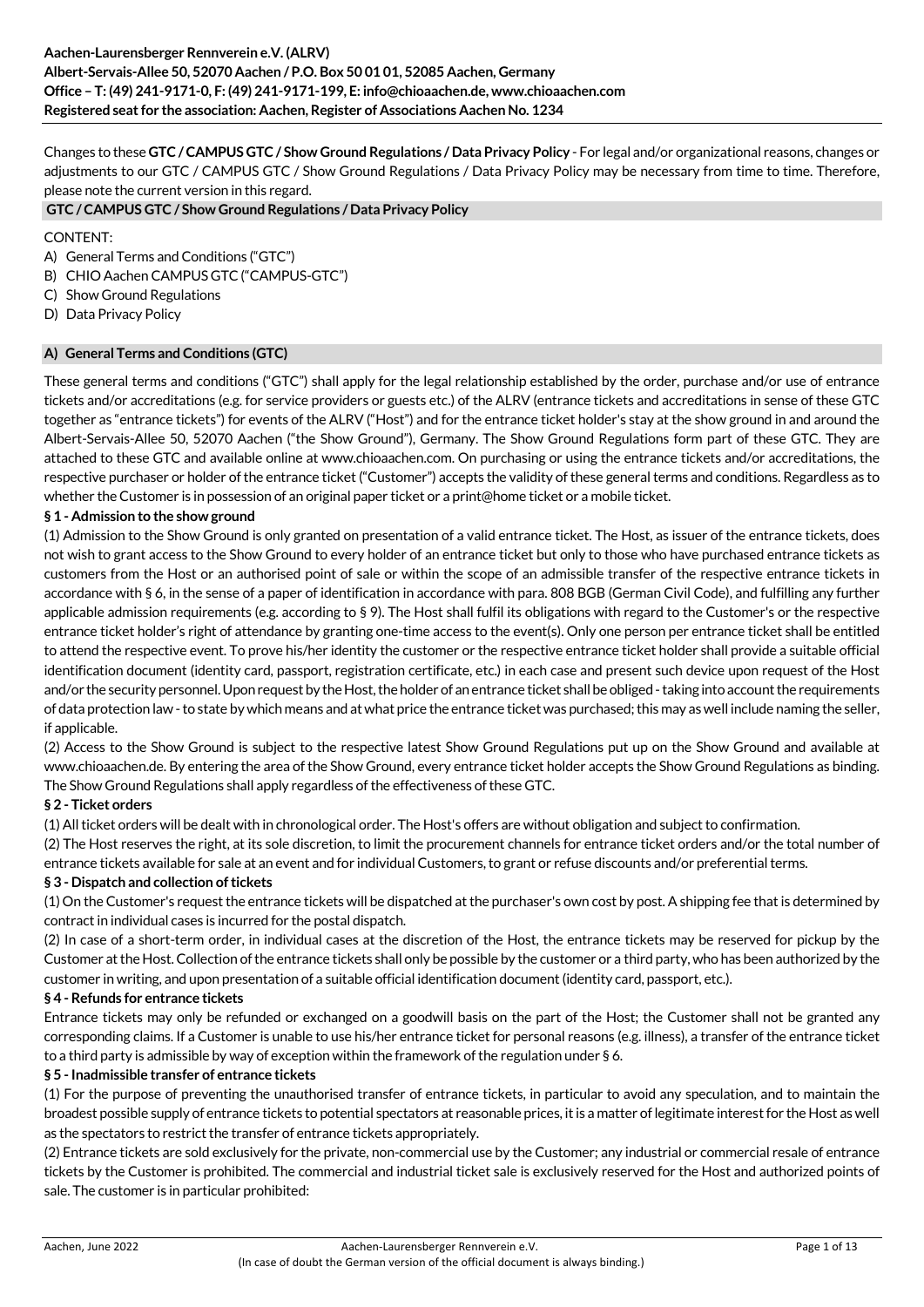**Aachen-Laurensberger Rennverein e.V. (ALRV)**
**Albert-Servais-Allee 50, 52070 Aachen / P.O. Box 50 01 01, 52085 Aachen, Germany**
**Office – T: (49) 241-9171-0, F: (49) 241-9171-199, E: info@chioaachen.de, www.chioaachen.com**
**Registered seat for the association: Aachen, Register of Associations Aachen No. 1234**

Changes to these **GTC / CAMPUS GTC / Show Ground Regulations / Data Privacy Policy** - For legal and/or organizational reasons, changes or adjustments to our GTC / CAMPUS GTC / Show Ground Regulations / Data Privacy Policy may be necessary from time to time. Therefore, please note the current version in this regard.

## GTC / CAMPUS GTC / Show Ground Regulations / Data Privacy Policy

CONTENT:

A) General Terms and Conditions ("GTC")
B) CHIO Aachen CAMPUS GTC ("CAMPUS-GTC")
C) Show Ground Regulations
D) Data Privacy Policy

## A) General Terms and Conditions (GTC)

These general terms and conditions ("GTC") shall apply for the legal relationship established by the order, purchase and/or use of entrance tickets and/or accreditations (e.g. for service providers or guests etc.) of the ALRV (entrance tickets and accreditations in sense of these GTC together as "entrance tickets") for events of the ALRV ("Host") and for the entrance ticket holder's stay at the show ground in and around the Albert-Servais-Allee 50, 52070 Aachen ("the Show Ground"), Germany. The Show Ground Regulations form part of these GTC. They are attached to these GTC and available online at www.chioaachen.com. On purchasing or using the entrance tickets and/or accreditations, the respective purchaser or holder of the entrance ticket ("Customer") accepts the validity of these general terms and conditions. Regardless as to whether the Customer is in possession of an original paper ticket or a print@home ticket or a mobile ticket.

### § 1 - Admission to the show ground

(1) Admission to the Show Ground is only granted on presentation of a valid entrance ticket. The Host, as issuer of the entrance tickets, does not wish to grant access to the Show Ground to every holder of an entrance ticket but only to those who have purchased entrance tickets as customers from the Host or an authorised point of sale or within the scope of an admissible transfer of the respective entrance tickets in accordance with § 6, in the sense of a paper of identification in accordance with para. 808 BGB (German Civil Code), and fulfilling any further applicable admission requirements (e.g. according to § 9). The Host shall fulfil its obligations with regard to the Customer's or the respective entrance ticket holder's right of attendance by granting one-time access to the event(s). Only one person per entrance ticket shall be entitled to attend the respective event. To prove his/her identity the customer or the respective entrance ticket holder shall provide a suitable official identification document (identity card, passport, registration certificate, etc.) in each case and present such device upon request of the Host and/or the security personnel. Upon request by the Host, the holder of an entrance ticket shall be obliged - taking into account the requirements of data protection law - to state by which means and at what price the entrance ticket was purchased; this may as well include naming the seller, if applicable.

(2) Access to the Show Ground is subject to the respective latest Show Ground Regulations put up on the Show Ground and available at www.chioaachen.de. By entering the area of the Show Ground, every entrance ticket holder accepts the Show Ground Regulations as binding. The Show Ground Regulations shall apply regardless of the effectiveness of these GTC.

### § 2 - Ticket orders

(1) All ticket orders will be dealt with in chronological order. The Host's offers are without obligation and subject to confirmation.

(2) The Host reserves the right, at its sole discretion, to limit the procurement channels for entrance ticket orders and/or the total number of entrance tickets available for sale at an event and for individual Customers, to grant or refuse discounts and/or preferential terms.

### § 3 - Dispatch and collection of tickets

(1) On the Customer's request the entrance tickets will be dispatched at the purchaser's own cost by post. A shipping fee that is determined by contract in individual cases is incurred for the postal dispatch.

(2) In case of a short-term order, in individual cases at the discretion of the Host, the entrance tickets may be reserved for pickup by the Customer at the Host. Collection of the entrance tickets shall only be possible by the customer or a third party, who has been authorized by the customer in writing, and upon presentation of a suitable official identification document (identity card, passport, etc.).

### § 4 - Refunds for entrance tickets

Entrance tickets may only be refunded or exchanged on a goodwill basis on the part of the Host; the Customer shall not be granted any corresponding claims. If a Customer is unable to use his/her entrance ticket for personal reasons (e.g. illness), a transfer of the entrance ticket to a third party is admissible by way of exception within the framework of the regulation under § 6.

### § 5 - Inadmissible transfer of entrance tickets

(1) For the purpose of preventing the unauthorised transfer of entrance tickets, in particular to avoid any speculation, and to maintain the broadest possible supply of entrance tickets to potential spectators at reasonable prices, it is a matter of legitimate interest for the Host as well as the spectators to restrict the transfer of entrance tickets appropriately.

(2) Entrance tickets are sold exclusively for the private, non-commercial use by the Customer; any industrial or commercial resale of entrance tickets by the Customer is prohibited. The commercial and industrial ticket sale is exclusively reserved for the Host and authorized points of sale. The customer is in particular prohibited: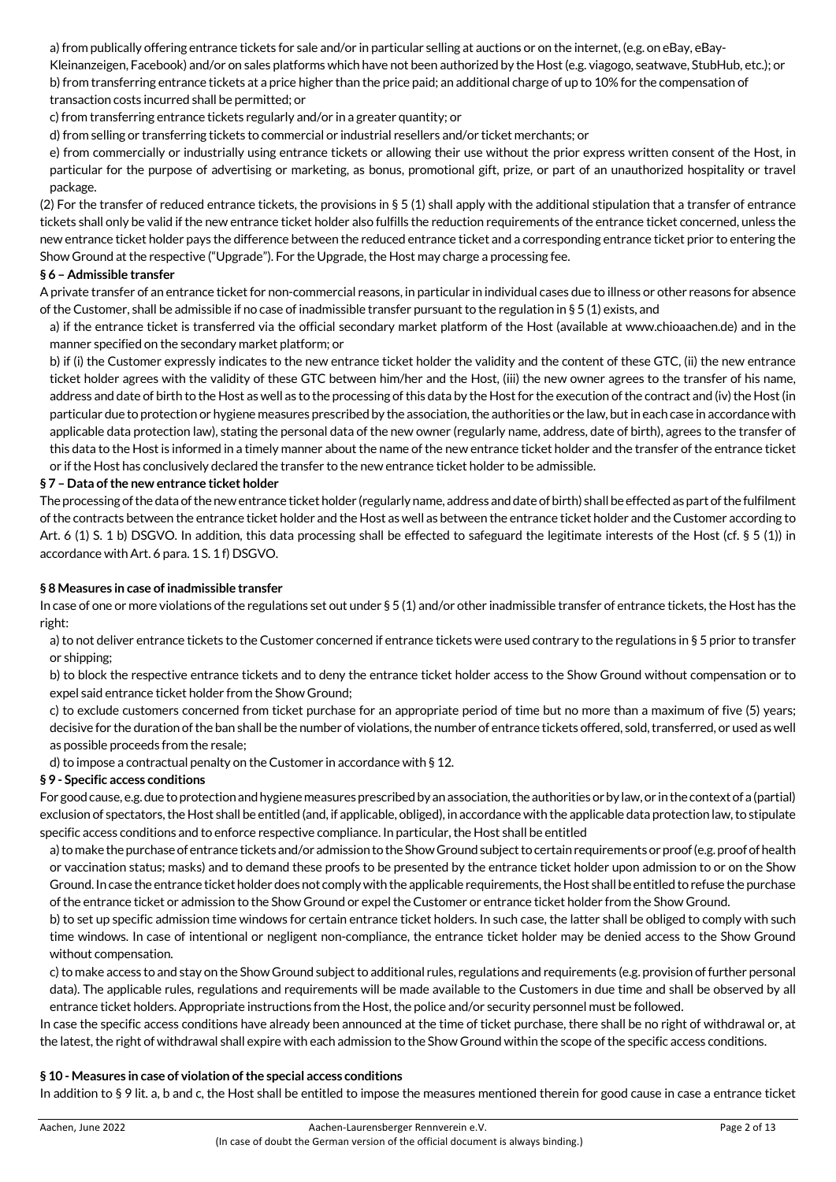a) from publically offering entrance tickets for sale and/or in particular selling at auctions or on the internet, (e.g. on eBay, eBay-Kleinanzeigen, Facebook) and/or on sales platforms which have not been authorized by the Host (e.g. viagogo, seatwave, StubHub, etc.); or

b) from transferring entrance tickets at a price higher than the price paid; an additional charge of up to 10% for the compensation of transaction costs incurred shall be permitted; or

c) from transferring entrance tickets regularly and/or in a greater quantity; or

d) from selling or transferring tickets to commercial or industrial resellers and/or ticket merchants; or

e) from commercially or industrially using entrance tickets or allowing their use without the prior express written consent of the Host, in particular for the purpose of advertising or marketing, as bonus, promotional gift, prize, or part of an unauthorized hospitality or travel package.

(2) For the transfer of reduced entrance tickets, the provisions in § 5 (1) shall apply with the additional stipulation that a transfer of entrance tickets shall only be valid if the new entrance ticket holder also fulfills the reduction requirements of the entrance ticket concerned, unless the new entrance ticket holder pays the difference between the reduced entrance ticket and a corresponding entrance ticket prior to entering the Show Ground at the respective ("Upgrade"). For the Upgrade, the Host may charge a processing fee.

**§ 6 – Admissible transfer**

A private transfer of an entrance ticket for non-commercial reasons, in particular in individual cases due to illness or other reasons for absence of the Customer, shall be admissible if no case of inadmissible transfer pursuant to the regulation in § 5 (1) exists, and

a) if the entrance ticket is transferred via the official secondary market platform of the Host (available at www.chioaachen.de) and in the manner specified on the secondary market platform; or

b) if (i) the Customer expressly indicates to the new entrance ticket holder the validity and the content of these GTC, (ii) the new entrance ticket holder agrees with the validity of these GTC between him/her and the Host, (iii) the new owner agrees to the transfer of his name, address and date of birth to the Host as well as to the processing of this data by the Host for the execution of the contract and (iv) the Host (in particular due to protection or hygiene measures prescribed by the association, the authorities or the law, but in each case in accordance with applicable data protection law), stating the personal data of the new owner (regularly name, address, date of birth), agrees to the transfer of this data to the Host is informed in a timely manner about the name of the new entrance ticket holder and the transfer of the entrance ticket or if the Host has conclusively declared the transfer to the new entrance ticket holder to be admissible.

**§ 7 – Data of the new entrance ticket holder**

The processing of the data of the new entrance ticket holder (regularly name, address and date of birth) shall be effected as part of the fulfilment of the contracts between the entrance ticket holder and the Host as well as between the entrance ticket holder and the Customer according to Art. 6 (1) S. 1 b) DSGVO. In addition, this data processing shall be effected to safeguard the legitimate interests of the Host (cf. § 5 (1)) in accordance with Art. 6 para. 1 S. 1 f) DSGVO.

**§ 8 Measures in case of inadmissible transfer**

In case of one or more violations of the regulations set out under § 5 (1) and/or other inadmissible transfer of entrance tickets, the Host has the right:

a) to not deliver entrance tickets to the Customer concerned if entrance tickets were used contrary to the regulations in § 5 prior to transfer or shipping;

b) to block the respective entrance tickets and to deny the entrance ticket holder access to the Show Ground without compensation or to expel said entrance ticket holder from the Show Ground;

c) to exclude customers concerned from ticket purchase for an appropriate period of time but no more than a maximum of five (5) years; decisive for the duration of the ban shall be the number of violations, the number of entrance tickets offered, sold, transferred, or used as well as possible proceeds from the resale;

d) to impose a contractual penalty on the Customer in accordance with § 12.

**§ 9 - Specific access conditions**

For good cause, e.g. due to protection and hygiene measures prescribed by an association, the authorities or by law, or in the context of a (partial) exclusion of spectators, the Host shall be entitled (and, if applicable, obliged), in accordance with the applicable data protection law, to stipulate specific access conditions and to enforce respective compliance. In particular, the Host shall be entitled

a) to make the purchase of entrance tickets and/or admission to the Show Ground subject to certain requirements or proof (e.g. proof of health or vaccination status; masks) and to demand these proofs to be presented by the entrance ticket holder upon admission to or on the Show Ground. In case the entrance ticket holder does not comply with the applicable requirements, the Host shall be entitled to refuse the purchase of the entrance ticket or admission to the Show Ground or expel the Customer or entrance ticket holder from the Show Ground.

b) to set up specific admission time windows for certain entrance ticket holders. In such case, the latter shall be obliged to comply with such time windows. In case of intentional or negligent non-compliance, the entrance ticket holder may be denied access to the Show Ground without compensation.

c) to make access to and stay on the Show Ground subject to additional rules, regulations and requirements (e.g. provision of further personal data). The applicable rules, regulations and requirements will be made available to the Customers in due time and shall be observed by all entrance ticket holders. Appropriate instructions from the Host, the police and/or security personnel must be followed.

In case the specific access conditions have already been announced at the time of ticket purchase, there shall be no right of withdrawal or, at the latest, the right of withdrawal shall expire with each admission to the Show Ground within the scope of the specific access conditions.

**§ 10 - Measures in case of violation of the special access conditions**

In addition to § 9 lit. a, b and c, the Host shall be entitled to impose the measures mentioned therein for good cause in case a entrance ticket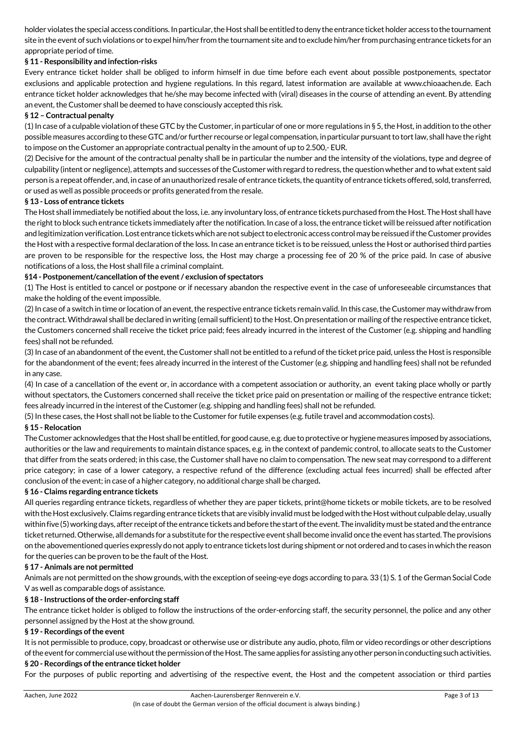holder violates the special access conditions. In particular, the Host shall be entitled to deny the entrance ticket holder access to the tournament site in the event of such violations or to expel him/her from the tournament site and to exclude him/her from purchasing entrance tickets for an appropriate period of time.

**§ 11 - Responsibility and infection-risks**

Every entrance ticket holder shall be obliged to inform himself in due time before each event about possible postponements, spectator exclusions and applicable protection and hygiene regulations. In this regard, latest information are available at www.chioaachen.de. Each entrance ticket holder acknowledges that he/she may become infected with (viral) diseases in the course of attending an event. By attending an event, the Customer shall be deemed to have consciously accepted this risk.

**§ 12 – Contractual penalty**

(1) In case of a culpable violation of these GTC by the Customer, in particular of one or more regulations in § 5, the Host, in addition to the other possible measures according to these GTC and/or further recourse or legal compensation, in particular pursuant to tort law, shall have the right to impose on the Customer an appropriate contractual penalty in the amount of up to 2.500,- EUR.

(2) Decisive for the amount of the contractual penalty shall be in particular the number and the intensity of the violations, type and degree of culpability (intent or negligence), attempts and successes of the Customer with regard to redress, the question whether and to what extent said person is a repeat offender, and, in case of an unauthorized resale of entrance tickets, the quantity of entrance tickets offered, sold, transferred, or used as well as possible proceeds or profits generated from the resale.

**§ 13 - Loss of entrance tickets**

The Host shall immediately be notified about the loss, i.e. any involuntary loss, of entrance tickets purchased from the Host. The Host shall have the right to block such entrance tickets immediately after the notification. In case of a loss, the entrance ticket will be reissued after notification and legitimization verification. Lost entrance tickets which are not subject to electronic access control may be reissued if the Customer provides the Host with a respective formal declaration of the loss. In case an entrance ticket is to be reissued, unless the Host or authorised third parties are proven to be responsible for the respective loss, the Host may charge a processing fee of 20 % of the price paid. In case of abusive notifications of a loss, the Host shall file a criminal complaint.

**§14 - Postponement/cancellation of the event / exclusion of spectators**

(1) The Host is entitled to cancel or postpone or if necessary abandon the respective event in the case of unforeseeable circumstances that make the holding of the event impossible.

(2) In case of a switch in time or location of an event, the respective entrance tickets remain valid. In this case, the Customer may withdraw from the contract. Withdrawal shall be declared in writing (email sufficient) to the Host. On presentation or mailing of the respective entrance ticket, the Customers concerned shall receive the ticket price paid; fees already incurred in the interest of the Customer (e.g. shipping and handling fees) shall not be refunded.

(3) In case of an abandonment of the event, the Customer shall not be entitled to a refund of the ticket price paid, unless the Host is responsible for the abandonment of the event; fees already incurred in the interest of the Customer (e.g. shipping and handling fees) shall not be refunded in any case.

(4) In case of a cancellation of the event or, in accordance with a competent association or authority, an event taking place wholly or partly without spectators, the Customers concerned shall receive the ticket price paid on presentation or mailing of the respective entrance ticket; fees already incurred in the interest of the Customer (e.g. shipping and handling fees) shall not be refunded.

(5) In these cases, the Host shall not be liable to the Customer for futile expenses (e.g. futile travel and accommodation costs).

**§ 15 - Relocation**

The Customer acknowledges that the Host shall be entitled, for good cause, e.g. due to protective or hygiene measures imposed by associations, authorities or the law and requirements to maintain distance spaces, e.g. in the context of pandemic control, to allocate seats to the Customer that differ from the seats ordered; in this case, the Customer shall have no claim to compensation. The new seat may correspond to a different price category; in case of a lower category, a respective refund of the difference (excluding actual fees incurred) shall be effected after conclusion of the event; in case of a higher category, no additional charge shall be charged.

**§ 16 - Claims regarding entrance tickets**

All queries regarding entrance tickets, regardless of whether they are paper tickets, print@home tickets or mobile tickets, are to be resolved with the Host exclusively. Claims regarding entrance tickets that are visibly invalid must be lodged with the Host without culpable delay, usually within five (5) working days, after receipt of the entrance tickets and before the start of the event. The invalidity must be stated and the entrance ticket returned. Otherwise, all demands for a substitute for the respective event shall become invalid once the event has started. The provisions on the abovementioned queries expressly do not apply to entrance tickets lost during shipment or not ordered and to cases in which the reason for the queries can be proven to be the fault of the Host.

**§ 17 - Animals are not permitted**

Animals are not permitted on the show grounds, with the exception of seeing-eye dogs according to para. 33 (1) S. 1 of the German Social Code V as well as comparable dogs of assistance.

**§ 18 - Instructions of the order-enforcing staff**

The entrance ticket holder is obliged to follow the instructions of the order-enforcing staff, the security personnel, the police and any other personnel assigned by the Host at the show ground.

**§ 19 - Recordings of the event**

It is not permissible to produce, copy, broadcast or otherwise use or distribute any audio, photo, film or video recordings or other descriptions of the event for commercial use without the permission of the Host. The same applies for assisting any other person in conducting such activities.

**§ 20 - Recordings of the entrance ticket holder**

For the purposes of public reporting and advertising of the respective event, the Host and the competent association or third parties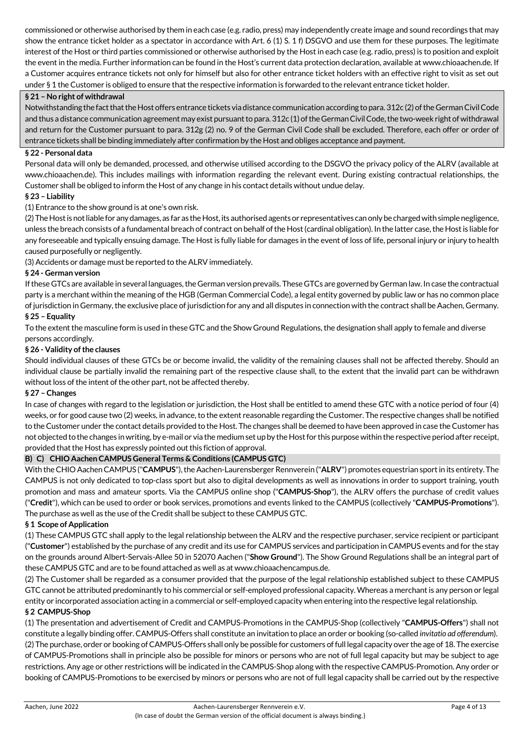commissioned or otherwise authorised by them in each case (e.g. radio, press) may independently create image and sound recordings that may show the entrance ticket holder as a spectator in accordance with Art. 6 (1) S. 1 f) DSGVO and use them for these purposes. The legitimate interest of the Host or third parties commissioned or otherwise authorised by the Host in each case (e.g. radio, press) is to position and exploit the event in the media. Further information can be found in the Host's current data protection declaration, available at www.chioaachen.de. If a Customer acquires entrance tickets not only for himself but also for other entrance ticket holders with an effective right to visit as set out under § 1 the Customer is obliged to ensure that the respective information is forwarded to the relevant entrance ticket holder.

**§ 21 – No right of withdrawal**

Notwithstanding the fact that the Host offers entrance tickets via distance communication according to para. 312c (2) of the German Civil Code and thus a distance communication agreement may exist pursuant to para. 312c (1) of the German Civil Code, the two-week right of withdrawal and return for the Customer pursuant to para. 312g (2) no. 9 of the German Civil Code shall be excluded. Therefore, each offer or order of entrance tickets shall be binding immediately after confirmation by the Host and obliges acceptance and payment.

**§ 22 - Personal data**

Personal data will only be demanded, processed, and otherwise utilised according to the DSGVO the privacy policy of the ALRV (available at www.chioaachen.de). This includes mailings with information regarding the relevant event. During existing contractual relationships, the Customer shall be obliged to inform the Host of any change in his contact details without undue delay.

**§ 23 – Liability**

(1) Entrance to the show ground is at one's own risk.

(2) The Host is not liable for any damages, as far as the Host, its authorised agents or representatives can only be charged with simple negligence, unless the breach consists of a fundamental breach of contract on behalf of the Host (cardinal obligation). In the latter case, the Host is liable for any foreseeable and typically ensuing damage. The Host is fully liable for damages in the event of loss of life, personal injury or injury to health caused purposefully or negligently.

(3) Accidents or damage must be reported to the ALRV immediately.

**§ 24 - German version**

If these GTCs are available in several languages, the German version prevails. These GTCs are governed by German law. In case the contractual party is a merchant within the meaning of the HGB (German Commercial Code), a legal entity governed by public law or has no common place of jurisdiction in Germany, the exclusive place of jurisdiction for any and all disputes in connection with the contract shall be Aachen, Germany.

**§ 25 – Equality**

To the extent the masculine form is used in these GTC and the Show Ground Regulations, the designation shall apply to female and diverse persons accordingly.

**§ 26 - Validity of the clauses**

Should individual clauses of these GTCs be or become invalid, the validity of the remaining clauses shall not be affected thereby. Should an individual clause be partially invalid the remaining part of the respective clause shall, to the extent that the invalid part can be withdrawn without loss of the intent of the other part, not be affected thereby.

**§ 27 – Changes**

In case of changes with regard to the legislation or jurisdiction, the Host shall be entitled to amend these GTC with a notice period of four (4) weeks, or for good cause two (2) weeks, in advance, to the extent reasonable regarding the Customer. The respective changes shall be notified to the Customer under the contact details provided to the Host. The changes shall be deemed to have been approved in case the Customer has not objected to the changes in writing, by e-mail or via the medium set up by the Host for this purpose within the respective period after receipt, provided that the Host has expressly pointed out this fiction of approval.

## B) C) CHIO Aachen CAMPUS General Terms & Conditions (CAMPUS GTC)

With the CHIO Aachen CAMPUS ("**CAMPUS**"), the Aachen-Laurensberger Rennverein ("**ALRV**") promotes equestrian sport in its entirety. The CAMPUS is not only dedicated to top-class sport but also to digital developments as well as innovations in order to support training, youth promotion and mass and amateur sports. Via the CAMPUS online shop ("**CAMPUS-Shop**"), the ALRV offers the purchase of credit values ("**Credit**"), which can be used to order or book services, promotions and events linked to the CAMPUS (collectively "**CAMPUS-Promotions**"). The purchase as well as the use of the Credit shall be subject to these CAMPUS GTC.

**§ 1 Scope of Application**

(1) These CAMPUS GTC shall apply to the legal relationship between the ALRV and the respective purchaser, service recipient or participant ("**Customer**") established by the purchase of any credit and its use for CAMPUS services and participation in CAMPUS events and for the stay on the grounds around Albert-Servais-Allee 50 in 52070 Aachen ("**Show Ground**"). The Show Ground Regulations shall be an integral part of these CAMPUS GTC and are to be found attached as well as at www.chioaachencampus.de.

(2) The Customer shall be regarded as a consumer provided that the purpose of the legal relationship established subject to these CAMPUS GTC cannot be attributed predominantly to his commercial or self-employed professional capacity. Whereas a merchant is any person or legal entity or incorporated association acting in a commercial or self-employed capacity when entering into the respective legal relationship.

**§ 2 CAMPUS-Shop**

(1) The presentation and advertisement of Credit and CAMPUS-Promotions in the CAMPUS-Shop (collectively "**CAMPUS-Offers**") shall not constitute a legally binding offer. CAMPUS-Offers shall constitute an invitation to place an order or booking (so-called *invitatio ad offerendum*).

(2) The purchase, order or booking of CAMPUS-Offers shall only be possible for customers of full legal capacity over the age of 18. The exercise of CAMPUS-Promotions shall in principle also be possible for minors or persons who are not of full legal capacity but may be subject to age restrictions. Any age or other restrictions will be indicated in the CAMPUS-Shop along with the respective CAMPUS-Promotion. Any order or booking of CAMPUS-Promotions to be exercised by minors or persons who are not of full legal capacity shall be carried out by the respective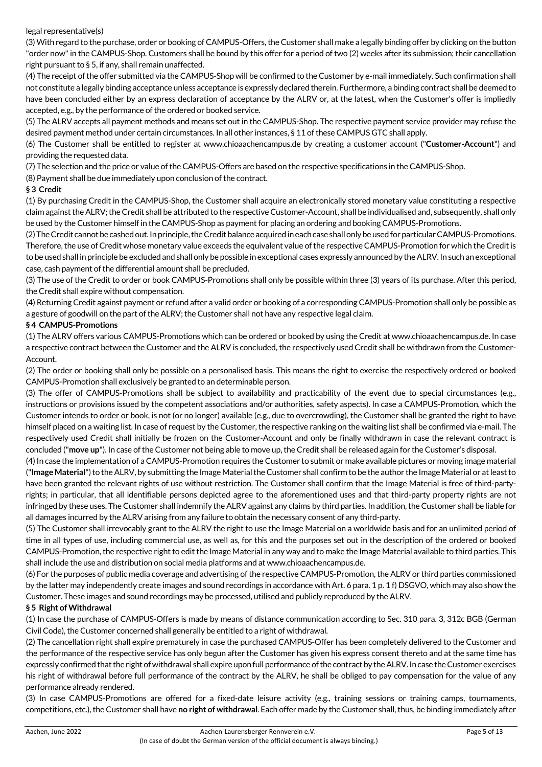legal representative(s)

(3) With regard to the purchase, order or booking of CAMPUS-Offers, the Customer shall make a legally binding offer by clicking on the button "order now" in the CAMPUS-Shop. Customers shall be bound by this offer for a period of two (2) weeks after its submission; their cancellation right pursuant to § 5, if any, shall remain unaffected.

(4) The receipt of the offer submitted via the CAMPUS-Shop will be confirmed to the Customer by e-mail immediately. Such confirmation shall not constitute a legally binding acceptance unless acceptance is expressly declared therein. Furthermore, a binding contract shall be deemed to have been concluded either by an express declaration of acceptance by the ALRV or, at the latest, when the Customer's offer is impliedly accepted, e.g., by the performance of the ordered or booked service.

(5) The ALRV accepts all payment methods and means set out in the CAMPUS-Shop. The respective payment service provider may refuse the desired payment method under certain circumstances. In all other instances, § 11 of these CAMPUS GTC shall apply.

(6) The Customer shall be entitled to register at www.chioaachencampus.de by creating a customer account ("**Customer-Account**") and providing the requested data.

(7) The selection and the price or value of the CAMPUS-Offers are based on the respective specifications in the CAMPUS-Shop.

(8) Payment shall be due immediately upon conclusion of the contract.

## § 3 Credit

(1) By purchasing Credit in the CAMPUS-Shop, the Customer shall acquire an electronically stored monetary value constituting a respective claim against the ALRV; the Credit shall be attributed to the respective Customer-Account, shall be individualised and, subsequently, shall only be used by the Customer himself in the CAMPUS-Shop as payment for placing an ordering and booking CAMPUS-Promotions.

(2) The Credit cannot be cashed out. In principle, the Credit balance acquired in each case shall only be used for particular CAMPUS-Promotions. Therefore, the use of Credit whose monetary value exceeds the equivalent value of the respective CAMPUS-Promotion for which the Credit is to be used shall in principle be excluded and shall only be possible in exceptional cases expressly announced by the ALRV. In such an exceptional case, cash payment of the differential amount shall be precluded.

(3) The use of the Credit to order or book CAMPUS-Promotions shall only be possible within three (3) years of its purchase. After this period, the Credit shall expire without compensation.

(4) Returning Credit against payment or refund after a valid order or booking of a corresponding CAMPUS-Promotion shall only be possible as a gesture of goodwill on the part of the ALRV; the Customer shall not have any respective legal claim.

## § 4 CAMPUS-Promotions

(1) The ALRV offers various CAMPUS-Promotions which can be ordered or booked by using the Credit at www.chioaachencampus.de. In case a respective contract between the Customer and the ALRV is concluded, the respectively used Credit shall be withdrawn from the Customer-Account.

(2) The order or booking shall only be possible on a personalised basis. This means the right to exercise the respectively ordered or booked CAMPUS-Promotion shall exclusively be granted to an determinable person.

(3) The offer of CAMPUS-Promotions shall be subject to availability and practicability of the event due to special circumstances (e.g., instructions or provisions issued by the competent associations and/or authorities, safety aspects). In case a CAMPUS-Promotion, which the Customer intends to order or book, is not (or no longer) available (e.g., due to overcrowding), the Customer shall be granted the right to have himself placed on a waiting list. In case of request by the Customer, the respective ranking on the waiting list shall be confirmed via e-mail. The respectively used Credit shall initially be frozen on the Customer-Account and only be finally withdrawn in case the relevant contract is concluded ("**move up**"). In case of the Customer not being able to move up, the Credit shall be released again for the Customer's disposal.

(4) In case the implementation of a CAMPUS-Promotion requires the Customer to submit or make available pictures or moving image material ("**Image Material**") to the ALRV, by submitting the Image Material the Customer shall confirm to be the author the Image Material or at least to have been granted the relevant rights of use without restriction. The Customer shall confirm that the Image Material is free of third-party-rights; in particular, that all identifiable persons depicted agree to the aforementioned uses and that third-party property rights are not infringed by these uses. The Customer shall indemnify the ALRV against any claims by third parties. In addition, the Customer shall be liable for all damages incurred by the ALRV arising from any failure to obtain the necessary consent of any third-party.

(5) The Customer shall irrevocably grant to the ALRV the right to use the Image Material on a worldwide basis and for an unlimited period of time in all types of use, including commercial use, as well as, for this and the purposes set out in the description of the ordered or booked CAMPUS-Promotion, the respective right to edit the Image Material in any way and to make the Image Material available to third parties. This shall include the use and distribution on social media platforms and at www.chioaachencampus.de.

(6) For the purposes of public media coverage and advertising of the respective CAMPUS-Promotion, the ALRV or third parties commissioned by the latter may independently create images and sound recordings in accordance with Art. 6 para. 1 p. 1 f) DSGVO, which may also show the Customer. These images and sound recordings may be processed, utilised and publicly reproduced by the ALRV.

## § 5 Right of Withdrawal

(1) In case the purchase of CAMPUS-Offers is made by means of distance communication according to Sec. 310 para. 3, 312c BGB (German Civil Code), the Customer concerned shall generally be entitled to a right of withdrawal.

(2) The cancellation right shall expire prematurely in case the purchased CAMPUS-Offer has been completely delivered to the Customer and the performance of the respective service has only begun after the Customer has given his express consent thereto and at the same time has expressly confirmed that the right of withdrawal shall expire upon full performance of the contract by the ALRV. In case the Customer exercises his right of withdrawal before full performance of the contract by the ALRV, he shall be obliged to pay compensation for the value of any performance already rendered.

(3) In case CAMPUS-Promotions are offered for a fixed-date leisure activity (e.g., training sessions or training camps, tournaments, competitions, etc.), the Customer shall have **no right of withdrawal**. Each offer made by the Customer shall, thus, be binding immediately after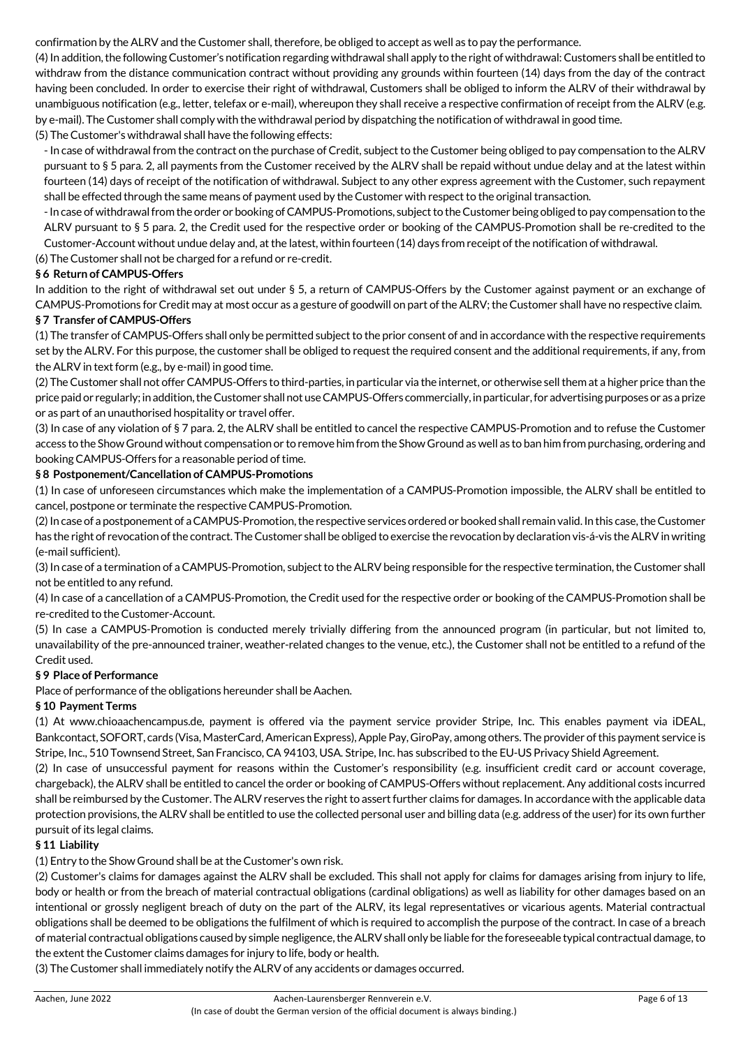confirmation by the ALRV and the Customer shall, therefore, be obliged to accept as well as to pay the performance.

(4) In addition, the following Customer's notification regarding withdrawal shall apply to the right of withdrawal: Customers shall be entitled to withdraw from the distance communication contract without providing any grounds within fourteen (14) days from the day of the contract having been concluded. In order to exercise their right of withdrawal, Customers shall be obliged to inform the ALRV of their withdrawal by unambiguous notification (e.g., letter, telefax or e-mail), whereupon they shall receive a respective confirmation of receipt from the ALRV (e.g. by e-mail). The Customer shall comply with the withdrawal period by dispatching the notification of withdrawal in good time.

(5) The Customer's withdrawal shall have the following effects:

- In case of withdrawal from the contract on the purchase of Credit, subject to the Customer being obliged to pay compensation to the ALRV pursuant to § 5 para. 2, all payments from the Customer received by the ALRV shall be repaid without undue delay and at the latest within fourteen (14) days of receipt of the notification of withdrawal. Subject to any other express agreement with the Customer, such repayment shall be effected through the same means of payment used by the Customer with respect to the original transaction.
- In case of withdrawal from the order or booking of CAMPUS-Promotions, subject to the Customer being obliged to pay compensation to the ALRV pursuant to § 5 para. 2, the Credit used for the respective order or booking of the CAMPUS-Promotion shall be re-credited to the Customer-Account without undue delay and, at the latest, within fourteen (14) days from receipt of the notification of withdrawal.

(6) The Customer shall not be charged for a refund or re-credit.

**§ 6 Return of CAMPUS-Offers**

In addition to the right of withdrawal set out under § 5, a return of CAMPUS-Offers by the Customer against payment or an exchange of CAMPUS-Promotions for Credit may at most occur as a gesture of goodwill on part of the ALRV; the Customer shall have no respective claim.

**§ 7 Transfer of CAMPUS-Offers**

(1) The transfer of CAMPUS-Offers shall only be permitted subject to the prior consent of and in accordance with the respective requirements set by the ALRV. For this purpose, the customer shall be obliged to request the required consent and the additional requirements, if any, from the ALRV in text form (e.g., by e-mail) in good time.

(2) The Customer shall not offer CAMPUS-Offers to third-parties, in particular via the internet, or otherwise sell them at a higher price than the price paid or regularly; in addition, the Customer shall not use CAMPUS-Offers commercially, in particular, for advertising purposes or as a prize or as part of an unauthorised hospitality or travel offer.

(3) In case of any violation of § 7 para. 2, the ALRV shall be entitled to cancel the respective CAMPUS-Promotion and to refuse the Customer access to the Show Ground without compensation or to remove him from the Show Ground as well as to ban him from purchasing, ordering and booking CAMPUS-Offers for a reasonable period of time.

**§ 8 Postponement/Cancellation of CAMPUS-Promotions**

(1) In case of unforeseen circumstances which make the implementation of a CAMPUS-Promotion impossible, the ALRV shall be entitled to cancel, postpone or terminate the respective CAMPUS-Promotion.

(2) In case of a postponement of a CAMPUS-Promotion, the respective services ordered or booked shall remain valid. In this case, the Customer has the right of revocation of the contract. The Customer shall be obliged to exercise the revocation by declaration vis-á-vis the ALRV in writing (e-mail sufficient).

(3) In case of a termination of a CAMPUS-Promotion, subject to the ALRV being responsible for the respective termination, the Customer shall not be entitled to any refund.

(4) In case of a cancellation of a CAMPUS-Promotion, the Credit used for the respective order or booking of the CAMPUS-Promotion shall be re-credited to the Customer-Account.

(5) In case a CAMPUS-Promotion is conducted merely trivially differing from the announced program (in particular, but not limited to, unavailability of the pre-announced trainer, weather-related changes to the venue, etc.), the Customer shall not be entitled to a refund of the Credit used.

**§ 9 Place of Performance**

Place of performance of the obligations hereunder shall be Aachen.

**§ 10 Payment Terms**

(1) At www.chioaachencampus.de, payment is offered via the payment service provider Stripe, Inc. This enables payment via iDEAL, Bankcontact, SOFORT, cards (Visa, MasterCard, American Express), Apple Pay, GiroPay, among others. The provider of this payment service is Stripe, Inc., 510 Townsend Street, San Francisco, CA 94103, USA. Stripe, Inc. has subscribed to the EU-US Privacy Shield Agreement.

(2) In case of unsuccessful payment for reasons within the Customer's responsibility (e.g. insufficient credit card or account coverage, chargeback), the ALRV shall be entitled to cancel the order or booking of CAMPUS-Offers without replacement. Any additional costs incurred shall be reimbursed by the Customer. The ALRV reserves the right to assert further claims for damages. In accordance with the applicable data protection provisions, the ALRV shall be entitled to use the collected personal user and billing data (e.g. address of the user) for its own further pursuit of its legal claims.

**§ 11 Liability**

(1) Entry to the Show Ground shall be at the Customer's own risk.

(2) Customer's claims for damages against the ALRV shall be excluded. This shall not apply for claims for damages arising from injury to life, body or health or from the breach of material contractual obligations (cardinal obligations) as well as liability for other damages based on an intentional or grossly negligent breach of duty on the part of the ALRV, its legal representatives or vicarious agents. Material contractual obligations shall be deemed to be obligations the fulfilment of which is required to accomplish the purpose of the contract. In case of a breach of material contractual obligations caused by simple negligence, the ALRV shall only be liable for the foreseeable typical contractual damage, to the extent the Customer claims damages for injury to life, body or health.

(3) The Customer shall immediately notify the ALRV of any accidents or damages occurred.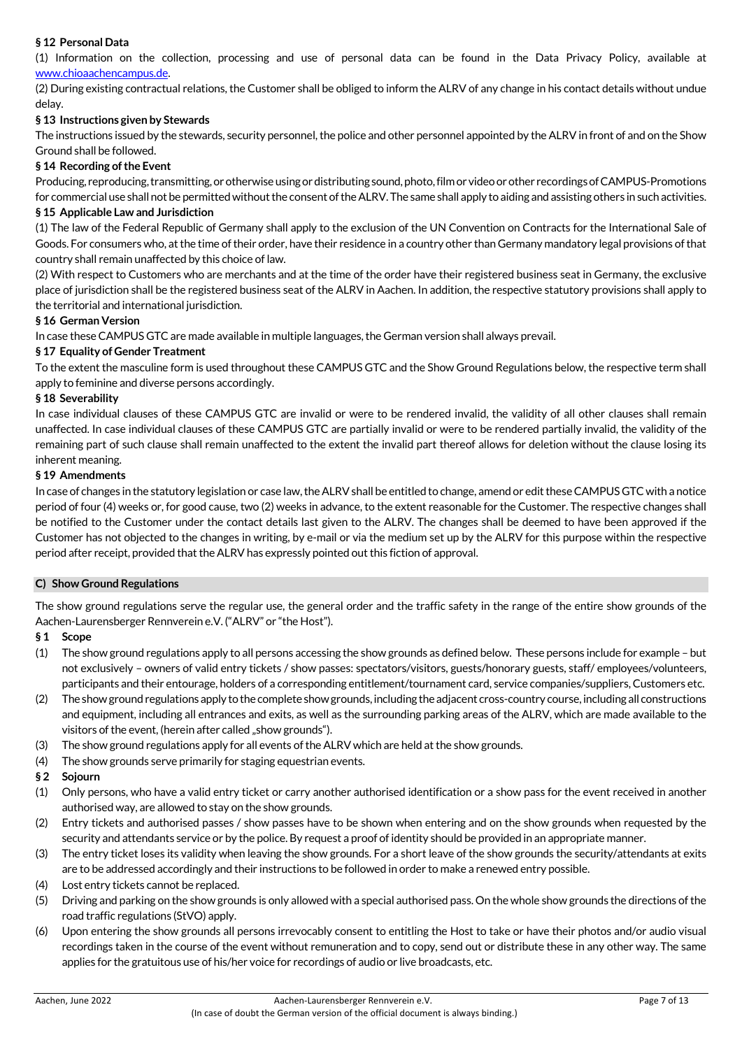### § 12 Personal Data

(1) Information on the collection, processing and use of personal data can be found in the Data Privacy Policy, available at [www.chioaachencampus.de](http://www.chioaachencampus.de).

(2) During existing contractual relations, the Customer shall be obliged to inform the ALRV of any change in his contact details without undue delay.

### § 13 Instructions given by Stewards

The instructions issued by the stewards, security personnel, the police and other personnel appointed by the ALRV in front of and on the Show Ground shall be followed.

### § 14 Recording of the Event

Producing, reproducing, transmitting, or otherwise using or distributing sound, photo, film or video or other recordings of CAMPUS-Promotions for commercial use shall not be permitted without the consent of the ALRV. The same shall apply to aiding and assisting others in such activities.

### § 15 Applicable Law and Jurisdiction

(1) The law of the Federal Republic of Germany shall apply to the exclusion of the UN Convention on Contracts for the International Sale of Goods. For consumers who, at the time of their order, have their residence in a country other than Germany mandatory legal provisions of that country shall remain unaffected by this choice of law.

(2) With respect to Customers who are merchants and at the time of the order have their registered business seat in Germany, the exclusive place of jurisdiction shall be the registered business seat of the ALRV in Aachen. In addition, the respective statutory provisions shall apply to the territorial and international jurisdiction.

### § 16 German Version

In case these CAMPUS GTC are made available in multiple languages, the German version shall always prevail.

### § 17 Equality of Gender Treatment

To the extent the masculine form is used throughout these CAMPUS GTC and the Show Ground Regulations below, the respective term shall apply to feminine and diverse persons accordingly.

### § 18 Severability

In case individual clauses of these CAMPUS GTC are invalid or were to be rendered invalid, the validity of all other clauses shall remain unaffected. In case individual clauses of these CAMPUS GTC are partially invalid or were to be rendered partially invalid, the validity of the remaining part of such clause shall remain unaffected to the extent the invalid part thereof allows for deletion without the clause losing its inherent meaning.

### § 19 Amendments

In case of changes in the statutory legislation or case law, the ALRV shall be entitled to change, amend or edit these CAMPUS GTC with a notice period of four (4) weeks or, for good cause, two (2) weeks in advance, to the extent reasonable for the Customer. The respective changes shall be notified to the Customer under the contact details last given to the ALRV. The changes shall be deemed to have been approved if the Customer has not objected to the changes in writing, by e-mail or via the medium set up by the ALRV for this purpose within the respective period after receipt, provided that the ALRV has expressly pointed out this fiction of approval.

## C) Show Ground Regulations

The show ground regulations serve the regular use, the general order and the traffic safety in the range of the entire show grounds of the Aachen-Laurensberger Rennverein e.V. ("ALRV" or "the Host").

### § 1 Scope

(1) The show ground regulations apply to all persons accessing the show grounds as defined below. These persons include for example – but not exclusively – owners of valid entry tickets / show passes: spectators/visitors, guests/honorary guests, staff/ employees/volunteers, participants and their entourage, holders of a corresponding entitlement/tournament card, service companies/suppliers, Customers etc.

(2) The show ground regulations apply to the complete show grounds, including the adjacent cross-country course, including all constructions and equipment, including all entrances and exits, as well as the surrounding parking areas of the ALRV, which are made available to the visitors of the event, (herein after called „show grounds").

(3) The show ground regulations apply for all events of the ALRV which are held at the show grounds.

(4) The show grounds serve primarily for staging equestrian events.

### § 2 Sojourn

(1) Only persons, who have a valid entry ticket or carry another authorised identification or a show pass for the event received in another authorised way, are allowed to stay on the show grounds.

(2) Entry tickets and authorised passes / show passes have to be shown when entering and on the show grounds when requested by the security and attendants service or by the police. By request a proof of identity should be provided in an appropriate manner.

(3) The entry ticket loses its validity when leaving the show grounds. For a short leave of the show grounds the security/attendants at exits are to be addressed accordingly and their instructions to be followed in order to make a renewed entry possible.

(4) Lost entry tickets cannot be replaced.

(5) Driving and parking on the show grounds is only allowed with a special authorised pass. On the whole show grounds the directions of the road traffic regulations (StVO) apply.

(6) Upon entering the show grounds all persons irrevocably consent to entitling the Host to take or have their photos and/or audio visual recordings taken in the course of the event without remuneration and to copy, send out or distribute these in any other way. The same applies for the gratuitous use of his/her voice for recordings of audio or live broadcasts, etc.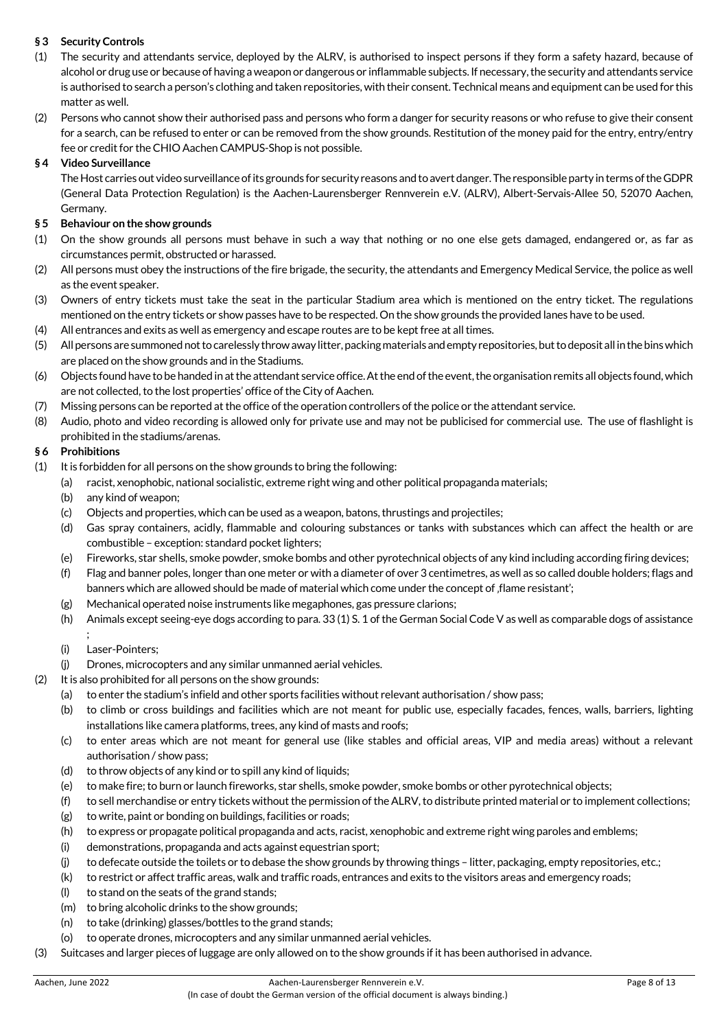## § 3 Security Controls

(1) The security and attendants service, deployed by the ALRV, is authorised to inspect persons if they form a safety hazard, because of alcohol or drug use or because of having a weapon or dangerous or inflammable subjects. If necessary, the security and attendants service is authorised to search a person's clothing and taken repositories, with their consent. Technical means and equipment can be used for this matter as well.

(2) Persons who cannot show their authorised pass and persons who form a danger for security reasons or who refuse to give their consent for a search, can be refused to enter or can be removed from the show grounds. Restitution of the money paid for the entry, entry/entry fee or credit for the CHIO Aachen CAMPUS-Shop is not possible.

## § 4 Video Surveillance

The Host carries out video surveillance of its grounds for security reasons and to avert danger. The responsible party in terms of the GDPR (General Data Protection Regulation) is the Aachen-Laurensberger Rennverein e.V. (ALRV), Albert-Servais-Allee 50, 52070 Aachen, Germany.

## § 5 Behaviour on the show grounds

(1) On the show grounds all persons must behave in such a way that nothing or no one else gets damaged, endangered or, as far as circumstances permit, obstructed or harassed.

(2) All persons must obey the instructions of the fire brigade, the security, the attendants and Emergency Medical Service, the police as well as the event speaker.

(3) Owners of entry tickets must take the seat in the particular Stadium area which is mentioned on the entry ticket. The regulations mentioned on the entry tickets or show passes have to be respected. On the show grounds the provided lanes have to be used.

(4) All entrances and exits as well as emergency and escape routes are to be kept free at all times.

(5) All persons are summoned not to carelessly throw away litter, packing materials and empty repositories, but to deposit all in the bins which are placed on the show grounds and in the Stadiums.

(6) Objects found have to be handed in at the attendant service office. At the end of the event, the organisation remits all objects found, which are not collected, to the lost properties' office of the City of Aachen.

(7) Missing persons can be reported at the office of the operation controllers of the police or the attendant service.

(8) Audio, photo and video recording is allowed only for private use and may not be publicised for commercial use. The use of flashlight is prohibited in the stadiums/arenas.

## § 6 Prohibitions

(1) It is forbidden for all persons on the show grounds to bring the following:
   - (a) racist, xenophobic, national socialistic, extreme right wing and other political propaganda materials;
   - (b) any kind of weapon;
   - (c) Objects and properties, which can be used as a weapon, batons, thrustings and projectiles;
   - (d) Gas spray containers, acidly, flammable and colouring substances or tanks with substances which can affect the health or are combustible – exception: standard pocket lighters;
   - (e) Fireworks, star shells, smoke powder, smoke bombs and other pyrotechnical objects of any kind including according firing devices;
   - (f) Flag and banner poles, longer than one meter or with a diameter of over 3 centimetres, as well as so called double holders; flags and banners which are allowed should be made of material which come under the concept of ‚flame resistant';
   - (g) Mechanical operated noise instruments like megaphones, gas pressure clarions;
   - (h) Animals except seeing-eye dogs according to para. 33 (1) S. 1 of the German Social Code V as well as comparable dogs of assistance ;
   - (i) Laser-Pointers;
   - (j) Drones, microcopters and any similar unmanned aerial vehicles.

(2) It is also prohibited for all persons on the show grounds:
   - (a) to enter the stadium's infield and other sports facilities without relevant authorisation / show pass;
   - (b) to climb or cross buildings and facilities which are not meant for public use, especially facades, fences, walls, barriers, lighting installations like camera platforms, trees, any kind of masts and roofs;
   - (c) to enter areas which are not meant for general use (like stables and official areas, VIP and media areas) without a relevant authorisation / show pass;
   - (d) to throw objects of any kind or to spill any kind of liquids;
   - (e) to make fire; to burn or launch fireworks, star shells, smoke powder, smoke bombs or other pyrotechnical objects;
   - (f) to sell merchandise or entry tickets without the permission of the ALRV, to distribute printed material or to implement collections;
   - (g) to write, paint or bonding on buildings, facilities or roads;
   - (h) to express or propagate political propaganda and acts, racist, xenophobic and extreme right wing paroles and emblems;
   - (i) demonstrations, propaganda and acts against equestrian sport;
   - (j) to defecate outside the toilets or to debase the show grounds by throwing things – litter, packaging, empty repositories, etc.;
   - (k) to restrict or affect traffic areas, walk and traffic roads, entrances and exits to the visitors areas and emergency roads;
   - (l) to stand on the seats of the grand stands;
   - (m) to bring alcoholic drinks to the show grounds;
   - (n) to take (drinking) glasses/bottles to the grand stands;
   - (o) to operate drones, microcopters and any similar unmanned aerial vehicles.

(3) Suitcases and larger pieces of luggage are only allowed on to the show grounds if it has been authorised in advance.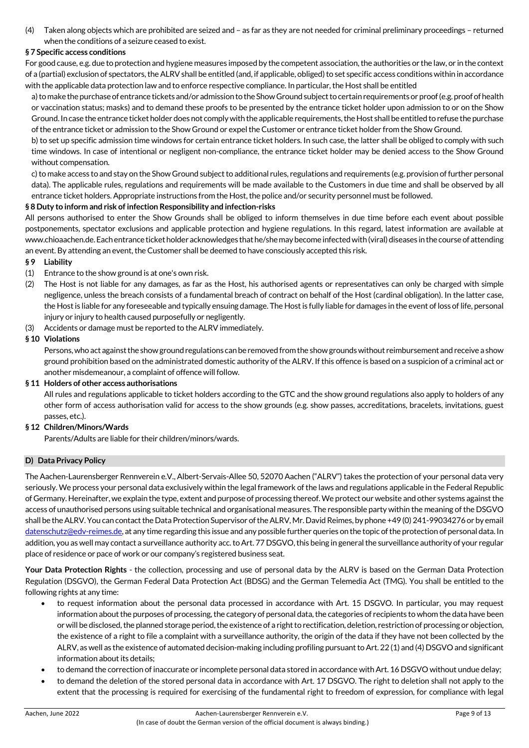(4) Taken along objects which are prohibited are seized and – as far as they are not needed for criminal preliminary proceedings – returned when the conditions of a seizure ceased to exist.

**§ 7 Specific access conditions**

For good cause, e.g. due to protection and hygiene measures imposed by the competent association, the authorities or the law, or in the context of a (partial) exclusion of spectators, the ALRV shall be entitled (and, if applicable, obliged) to set specific access conditions within in accordance with the applicable data protection law and to enforce respective compliance. In particular, the Host shall be entitled

a) to make the purchase of entrance tickets and/or admission to the Show Ground subject to certain requirements or proof (e.g. proof of health or vaccination status; masks) and to demand these proofs to be presented by the entrance ticket holder upon admission to or on the Show Ground. In case the entrance ticket holder does not comply with the applicable requirements, the Host shall be entitled to refuse the purchase of the entrance ticket or admission to the Show Ground or expel the Customer or entrance ticket holder from the Show Ground.

b) to set up specific admission time windows for certain entrance ticket holders. In such case, the latter shall be obliged to comply with such time windows. In case of intentional or negligent non-compliance, the entrance ticket holder may be denied access to the Show Ground without compensation.

c) to make access to and stay on the Show Ground subject to additional rules, regulations and requirements (e.g. provision of further personal data). The applicable rules, regulations and requirements will be made available to the Customers in due time and shall be observed by all entrance ticket holders. Appropriate instructions from the Host, the police and/or security personnel must be followed.

**§ 8 Duty to inform and risk of infection Responsibility and infection-risks**

All persons authorised to enter the Show Grounds shall be obliged to inform themselves in due time before each event about possible postponements, spectator exclusions and applicable protection and hygiene regulations. In this regard, latest information are available at www.chioaachen.de. Each entrance ticket holder acknowledges that he/she may become infected with (viral) diseases in the course of attending an event. By attending an event, the Customer shall be deemed to have consciously accepted this risk.

**§ 9 Liability**

(1) Entrance to the show ground is at one's own risk.

(2) The Host is not liable for any damages, as far as the Host, his authorised agents or representatives can only be charged with simple negligence, unless the breach consists of a fundamental breach of contract on behalf of the Host (cardinal obligation). In the latter case, the Host is liable for any foreseeable and typically ensuing damage. The Host is fully liable for damages in the event of loss of life, personal injury or injury to health caused purposefully or negligently.

(3) Accidents or damage must be reported to the ALRV immediately.

**§ 10 Violations**

Persons, who act against the show ground regulations can be removed from the show grounds without reimbursement and receive a show ground prohibition based on the administrated domestic authority of the ALRV. If this offence is based on a suspicion of a criminal act or another misdemeanour, a complaint of offence will follow.

**§ 11 Holders of other access authorisations**

All rules and regulations applicable to ticket holders according to the GTC and the show ground regulations also apply to holders of any other form of access authorisation valid for access to the show grounds (e.g. show passes, accreditations, bracelets, invitations, guest passes, etc.).

**§ 12 Children/Minors/Wards**

Parents/Adults are liable for their children/minors/wards.

## D) Data Privacy Policy

The Aachen-Laurensberger Rennverein e.V., Albert-Servais-Allee 50, 52070 Aachen ("ALRV") takes the protection of your personal data very seriously. We process your personal data exclusively within the legal framework of the laws and regulations applicable in the Federal Republic of Germany. Hereinafter, we explain the type, extent and purpose of processing thereof. We protect our website and other systems against the access of unauthorised persons using suitable technical and organisational measures. The responsible party within the meaning of the DSGVO shall be the ALRV. You can contact the Data Protection Supervisor of the ALRV, Mr. David Reimes, by phone +49 (0) 241-99034276 or by email datenschutz@edv-reimes.de, at any time regarding this issue and any possible further queries on the topic of the protection of personal data. In addition, you as well may contact a surveillance authority acc. to Art. 77 DSGVO, this being in general the surveillance authority of your regular place of residence or pace of work or our company's registered business seat.

**Your Data Protection Rights** - the collection, processing and use of personal data by the ALRV is based on the German Data Protection Regulation (DSGVO), the German Federal Data Protection Act (BDSG) and the German Telemedia Act (TMG). You shall be entitled to the following rights at any time:

- to request information about the personal data processed in accordance with Art. 15 DSGVO. In particular, you may request information about the purposes of processing, the category of personal data, the categories of recipients to whom the data have been or will be disclosed, the planned storage period, the existence of a right to rectification, deletion, restriction of processing or objection, the existence of a right to file a complaint with a surveillance authority, the origin of the data if they have not been collected by the ALRV, as well as the existence of automated decision-making including profiling pursuant to Art. 22 (1) and (4) DSGVO and significant information about its details;
- to demand the correction of inaccurate or incomplete personal data stored in accordance with Art. 16 DSGVO without undue delay;
- to demand the deletion of the stored personal data in accordance with Art. 17 DSGVO. The right to deletion shall not apply to the extent that the processing is required for exercising of the fundamental right to freedom of expression, for compliance with legal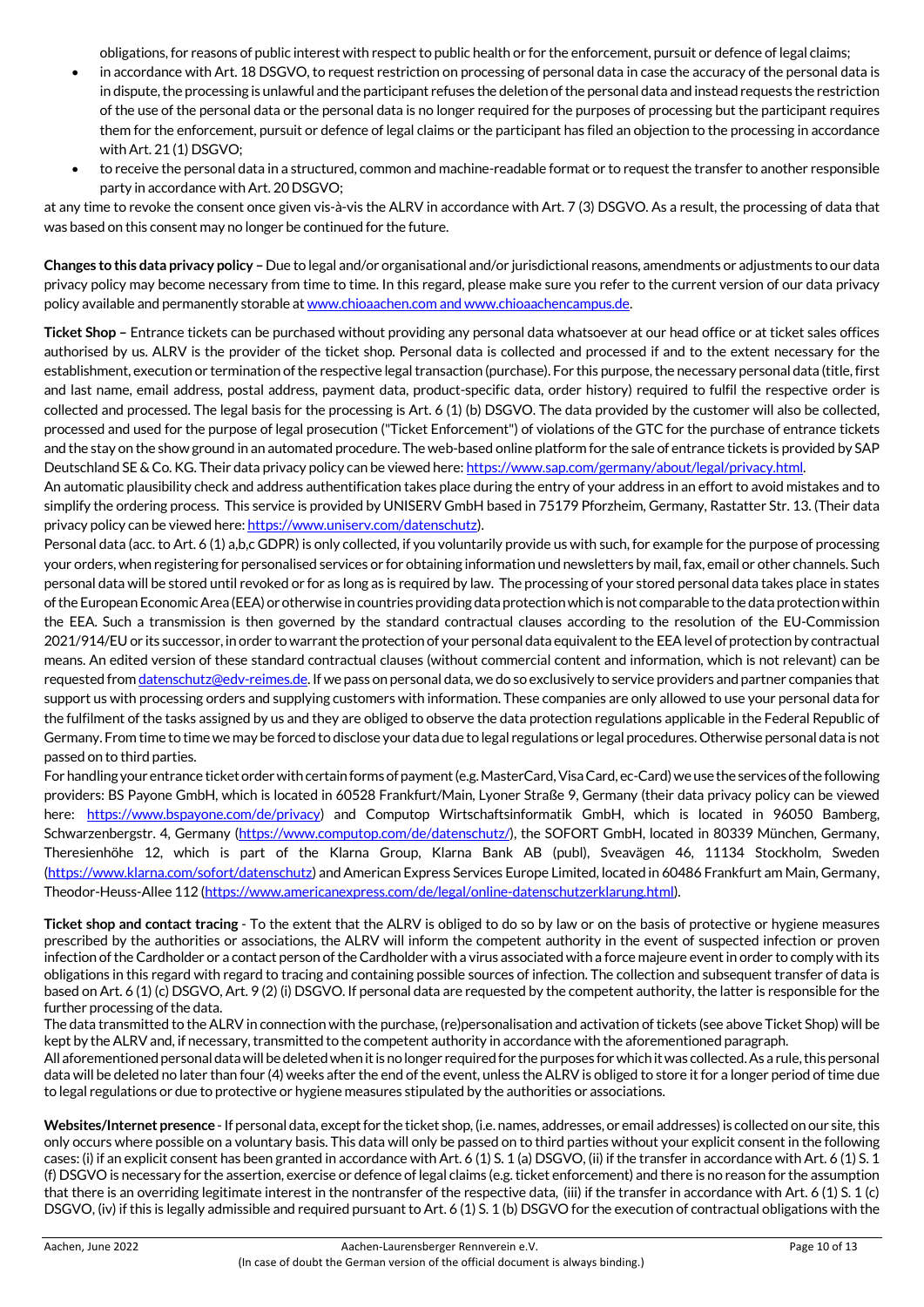obligations, for reasons of public interest with respect to public health or for the enforcement, pursuit or defence of legal claims;

- in accordance with Art. 18 DSGVO, to request restriction on processing of personal data in case the accuracy of the personal data is in dispute, the processing is unlawful and the participant refuses the deletion of the personal data and instead requests the restriction of the use of the personal data or the personal data is no longer required for the purposes of processing but the participant requires them for the enforcement, pursuit or defence of legal claims or the participant has filed an objection to the processing in accordance with Art. 21 (1) DSGVO;
- to receive the personal data in a structured, common and machine-readable format or to request the transfer to another responsible party in accordance with Art. 20 DSGVO;

at any time to revoke the consent once given vis-à-vis the ALRV in accordance with Art. 7 (3) DSGVO. As a result, the processing of data that was based on this consent may no longer be continued for the future.

**Changes to this data privacy policy –** Due to legal and/or organisational and/or jurisdictional reasons, amendments or adjustments to our data privacy policy may become necessary from time to time. In this regard, please make sure you refer to the current version of our data privacy policy available and permanently storable at www.chioaachen.com and www.chioaachencampus.de.

**Ticket Shop –** Entrance tickets can be purchased without providing any personal data whatsoever at our head office or at ticket sales offices authorised by us. ALRV is the provider of the ticket shop. Personal data is collected and processed if and to the extent necessary for the establishment, execution or termination of the respective legal transaction (purchase). For this purpose, the necessary personal data (title, first and last name, email address, postal address, payment data, product-specific data, order history) required to fulfil the respective order is collected and processed. The legal basis for the processing is Art. 6 (1) (b) DSGVO. The data provided by the customer will also be collected, processed and used for the purpose of legal prosecution ("Ticket Enforcement") of violations of the GTC for the purchase of entrance tickets and the stay on the show ground in an automated procedure. The web-based online platform for the sale of entrance tickets is provided by SAP Deutschland SE & Co. KG. Their data privacy policy can be viewed here: https://www.sap.com/germany/about/legal/privacy.html.
An automatic plausibility check and address authentification takes place during the entry of your address in an effort to avoid mistakes and to simplify the ordering process. This service is provided by UNISERV GmbH based in 75179 Pforzheim, Germany, Rastatter Str. 13. (Their data privacy policy can be viewed here: https://www.uniserv.com/datenschutz).
Personal data (acc. to Art. 6 (1) a,b,c GDPR) is only collected, if you voluntarily provide us with such, for example for the purpose of processing your orders, when registering for personalised services or for obtaining information und newsletters by mail, fax, email or other channels. Such personal data will be stored until revoked or for as long as is required by law. The processing of your stored personal data takes place in states of the European Economic Area (EEA) or otherwise in countries providing data protection which is not comparable to the data protection within the EEA. Such a transmission is then governed by the standard contractual clauses according to the resolution of the EU-Commission 2021/914/EU or its successor, in order to warrant the protection of your personal data equivalent to the EEA level of protection by contractual means. An edited version of these standard contractual clauses (without commercial content and information, which is not relevant) can be requested from datenschutz@edv-reimes.de. If we pass on personal data, we do so exclusively to service providers and partner companies that support us with processing orders and supplying customers with information. These companies are only allowed to use your personal data for the fulfilment of the tasks assigned by us and they are obliged to observe the data protection regulations applicable in the Federal Republic of Germany. From time to time we may be forced to disclose your data due to legal regulations or legal procedures. Otherwise personal data is not passed on to third parties.
For handling your entrance ticket order with certain forms of payment (e.g. MasterCard, Visa Card, ec-Card) we use the services of the following providers: BS Payone GmbH, which is located in 60528 Frankfurt/Main, Lyoner Straße 9, Germany (their data privacy policy can be viewed here: https://www.bspayone.com/de/privacy) and Computop Wirtschaftsinformatik GmbH, which is located in 96050 Bamberg, Schwarzenbergstr. 4, Germany (https://www.computop.com/de/datenschutz/), the SOFORT GmbH, located in 80339 München, Germany, Theresienhöhe 12, which is part of the Klarna Group, Klarna Bank AB (publ), Sveavägen 46, 11134 Stockholm, Sweden (https://www.klarna.com/sofort/datenschutz) and American Express Services Europe Limited, located in 60486 Frankfurt am Main, Germany, Theodor-Heuss-Allee 112 (https://www.americanexpress.com/de/legal/online-datenschutzerklarung.html).

**Ticket shop and contact tracing** - To the extent that the ALRV is obliged to do so by law or on the basis of protective or hygiene measures prescribed by the authorities or associations, the ALRV will inform the competent authority in the event of suspected infection or proven infection of the Cardholder or a contact person of the Cardholder with a virus associated with a force majeure event in order to comply with its obligations in this regard with regard to tracing and containing possible sources of infection. The collection and subsequent transfer of data is based on Art. 6 (1) (c) DSGVO, Art. 9 (2) (i) DSGVO. If personal data are requested by the competent authority, the latter is responsible for the further processing of the data.
The data transmitted to the ALRV in connection with the purchase, (re)personalisation and activation of tickets (see above Ticket Shop) will be kept by the ALRV and, if necessary, transmitted to the competent authority in accordance with the aforementioned paragraph.
All aforementioned personal data will be deleted when it is no longer required for the purposes for which it was collected. As a rule, this personal data will be deleted no later than four (4) weeks after the end of the event, unless the ALRV is obliged to store it for a longer period of time due to legal regulations or due to protective or hygiene measures stipulated by the authorities or associations.

**Websites/Internet presence** - If personal data, except for the ticket shop, (i.e. names, addresses, or email addresses) is collected on our site, this only occurs where possible on a voluntary basis. This data will only be passed on to third parties without your explicit consent in the following cases: (i) if an explicit consent has been granted in accordance with Art. 6 (1) S. 1 (a) DSGVO, (ii) if the transfer in accordance with Art. 6 (1) S. 1 (f) DSGVO is necessary for the assertion, exercise or defence of legal claims (e.g. ticket enforcement) and there is no reason for the assumption that there is an overriding legitimate interest in the nontransfer of the respective data, (iii) if the transfer in accordance with Art. 6 (1) S. 1 (c) DSGVO, (iv) if this is legally admissible and required pursuant to Art. 6 (1) S. 1 (b) DSGVO for the execution of contractual obligations with the

Aachen, June 2022 Aachen-Laurensberger Rennverein e.V.
(In case of doubt the German version of the official document is always binding.)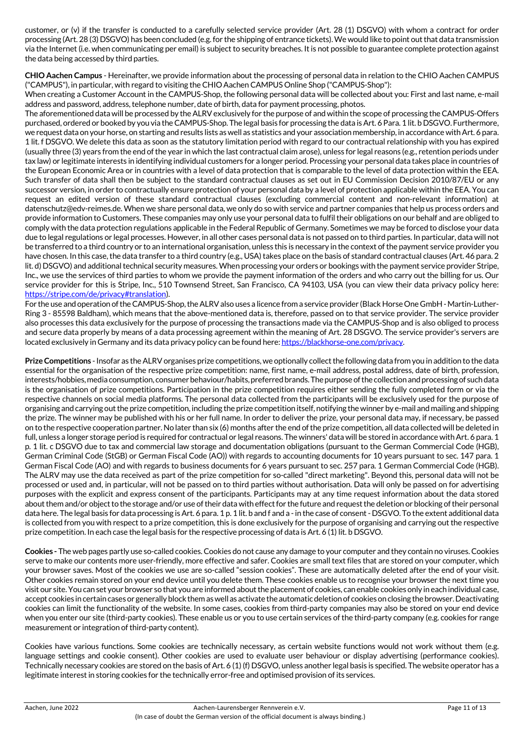customer, or (v) if the transfer is conducted to a carefully selected service provider (Art. 28 (1) DSGVO) with whom a contract for order processing (Art. 28 (3) DSGVO) has been concluded (e.g. for the shipping of entrance tickets). We would like to point out that data transmission via the Internet (i.e. when communicating per email) is subject to security breaches. It is not possible to guarantee complete protection against the data being accessed by third parties.

**CHIO Aachen Campus** - Hereinafter, we provide information about the processing of personal data in relation to the CHIO Aachen CAMPUS ("CAMPUS"), in particular, with regard to visiting the CHIO Aachen CAMPUS Online Shop ("CAMPUS-Shop"):

When creating a Customer Account in the CAMPUS-Shop, the following personal data will be collected about you: First and last name, e-mail address and password, address, telephone number, date of birth, data for payment processing, photos.

The aforementioned data will be processed by the ALRV exclusively for the purpose of and within the scope of processing the CAMPUS-Offers purchased, ordered or booked by you via the CAMPUS-Shop. The legal basis for processing the data is Art. 6 Para. 1 lit. b DSGVO. Furthermore, we request data on your horse, on starting and results lists as well as statistics and your association membership, in accordance with Art. 6 para. 1 lit. f DSGVO. We delete this data as soon as the statutory limitation period with regard to our contractual relationship with you has expired (usually three (3) years from the end of the year in which the last contractual claim arose), unless for legal reasons (e.g., retention periods under tax law) or legitimate interests in identifying individual customers for a longer period. Processing your personal data takes place in countries of the European Economic Area or in countries with a level of data protection that is comparable to the level of data protection within the EEA. Such transfer of data shall then be subject to the standard contractual clauses as set out in EU Commission Decision 2010/87/EU or any successor version, in order to contractually ensure protection of your personal data by a level of protection applicable within the EEA. You can request an edited version of these standard contractual clauses (excluding commercial content and non-relevant information) at datenschutz@edv-reimes.de. When we share personal data, we only do so with service and partner companies that help us process orders and provide information to Customers. These companies may only use your personal data to fulfil their obligations on our behalf and are obliged to comply with the data protection regulations applicable in the Federal Republic of Germany. Sometimes we may be forced to disclose your data due to legal regulations or legal processes. However, in all other cases personal data is not passed on to third parties. In particular, data will not be transferred to a third country or to an international organisation, unless this is necessary in the context of the payment service provider you have chosen. In this case, the data transfer to a third country (e.g., USA) takes place on the basis of standard contractual clauses (Art. 46 para. 2 lit. d) DSGVO) and additional technical security measures. When processing your orders or bookings with the payment service provider Stripe, Inc., we use the services of third parties to whom we provide the payment information of the orders and who carry out the billing for us. Our service provider for this is Stripe, Inc., 510 Townsend Street, San Francisco, CA 94103, USA (you can view their data privacy policy here: https://stripe.com/de/privacy#translation).

For the use and operation of the CAMPUS-Shop, the ALRV also uses a licence from a service provider (Black Horse One GmbH - Martin-Luther-Ring 3 - 85598 Baldham), which means that the above-mentioned data is, therefore, passed on to that service provider. The service provider also processes this data exclusively for the purpose of processing the transactions made via the CAMPUS-Shop and is also obliged to process and secure data properly by means of a data processing agreement within the meaning of Art. 28 DSGVO. The service provider's servers are located exclusively in Germany and its data privacy policy can be found here: https://blackhorse-one.com/privacy.

**Prize Competitions** - Insofar as the ALRV organises prize competitions, we optionally collect the following data from you in addition to the data essential for the organisation of the respective prize competition: name, first name, e-mail address, postal address, date of birth, profession, interests/hobbies, media consumption, consumer behaviour/habits, preferred brands. The purpose of the collection and processing of such data is the organisation of prize competitions. Participation in the prize competition requires either sending the fully completed form or via the respective channels on social media platforms. The personal data collected from the participants will be exclusively used for the purpose of organising and carrying out the prize competition, including the prize competition itself, notifying the winner by e-mail and mailing and shipping the prize. The winner may be published with his or her full name. In order to deliver the prize, your personal data may, if necessary, be passed on to the respective cooperation partner. No later than six (6) months after the end of the prize competition, all data collected will be deleted in full, unless a longer storage period is required for contractual or legal reasons. The winners' data will be stored in accordance with Art. 6 para. 1 p. 1 lit. c DSGVO due to tax and commercial law storage and documentation obligations (pursuant to the German Commercial Code (HGB), German Criminal Code (StGB) or German Fiscal Code (AO)) with regards to accounting documents for 10 years pursuant to sec. 147 para. 1 German Fiscal Code (AO) and with regards to business documents for 6 years pursuant to sec. 257 para. 1 German Commercial Code (HGB). The ALRV may use the data received as part of the prize competition for so-called "direct marketing". Beyond this, personal data will not be processed or used and, in particular, will not be passed on to third parties without authorisation. Data will only be passed on for advertising purposes with the explicit and express consent of the participants. Participants may at any time request information about the data stored about them and/or object to the storage and/or use of their data with effect for the future and request the deletion or blocking of their personal data here. The legal basis for data processing is Art. 6 para. 1 p. 1 lit. b and f and a - in the case of consent - DSGVO. To the extent additional data is collected from you with respect to a prize competition, this is done exclusively for the purpose of organising and carrying out the respective prize competition. In each case the legal basis for the respective processing of data is Art. 6 (1) lit. b DSGVO.

**Cookies** - The web pages partly use so-called cookies. Cookies do not cause any damage to your computer and they contain no viruses. Cookies serve to make our contents more user-friendly, more effective and safer. Cookies are small text files that are stored on your computer, which your browser saves. Most of the cookies we use are so-called "session cookies". These are automatically deleted after the end of your visit. Other cookies remain stored on your end device until you delete them. These cookies enable us to recognise your browser the next time you visit our site. You can set your browser so that you are informed about the placement of cookies, can enable cookies only in each individual case, accept cookies in certain cases or generally block them as well as activate the automatic deletion of cookies on closing the browser. Deactivating cookies can limit the functionality of the website. In some cases, cookies from third-party companies may also be stored on your end device when you enter our site (third-party cookies). These enable us or you to use certain services of the third-party company (e.g. cookies for range measurement or integration of third-party content).

Cookies have various functions. Some cookies are technically necessary, as certain website functions would not work without them (e.g. language settings and cookie consent). Other cookies are used to evaluate user behaviour or display advertising (performance cookies). Technically necessary cookies are stored on the basis of Art. 6 (1) (f) DSGVO, unless another legal basis is specified. The website operator has a legitimate interest in storing cookies for the technically error-free and optimised provision of its services.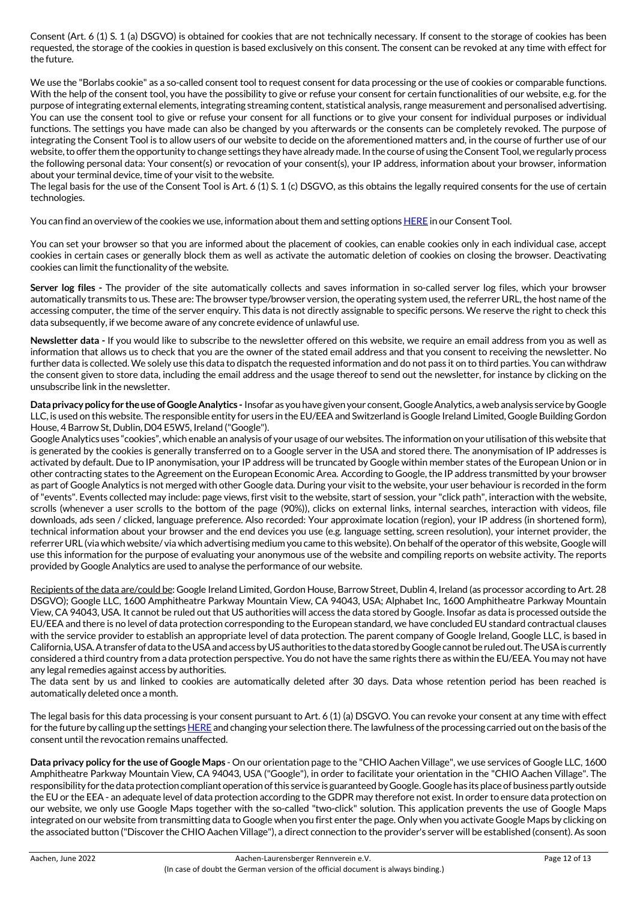Consent (Art. 6 (1) S. 1 (a) DSGVO) is obtained for cookies that are not technically necessary. If consent to the storage of cookies has been requested, the storage of the cookies in question is based exclusively on this consent. The consent can be revoked at any time with effect for the future.

We use the "Borlabs cookie" as a so-called consent tool to request consent for data processing or the use of cookies or comparable functions. With the help of the consent tool, you have the possibility to give or refuse your consent for certain functionalities of our website, e.g. for the purpose of integrating external elements, integrating streaming content, statistical analysis, range measurement and personalised advertising. You can use the consent tool to give or refuse your consent for all functions or to give your consent for individual purposes or individual functions. The settings you have made can also be changed by you afterwards or the consents can be completely revoked. The purpose of integrating the Consent Tool is to allow users of our website to decide on the aforementioned matters and, in the course of further use of our website, to offer them the opportunity to change settings they have already made. In the course of using the Consent Tool, we regularly process the following personal data: Your consent(s) or revocation of your consent(s), your IP address, information about your browser, information about your terminal device, time of your visit to the website.
The legal basis for the use of the Consent Tool is Art. 6 (1) S. 1 (c) DSGVO, as this obtains the legally required consents for the use of certain technologies.

You can find an overview of the cookies we use, information about them and setting options HERE in our Consent Tool.

You can set your browser so that you are informed about the placement of cookies, can enable cookies only in each individual case, accept cookies in certain cases or generally block them as well as activate the automatic deletion of cookies on closing the browser. Deactivating cookies can limit the functionality of the website.

**Server log files -** The provider of the site automatically collects and saves information in so-called server log files, which your browser automatically transmits to us. These are: The browser type/browser version, the operating system used, the referrer URL, the host name of the accessing computer, the time of the server enquiry. This data is not directly assignable to specific persons. We reserve the right to check this data subsequently, if we become aware of any concrete evidence of unlawful use.

**Newsletter data -** If you would like to subscribe to the newsletter offered on this website, we require an email address from you as well as information that allows us to check that you are the owner of the stated email address and that you consent to receiving the newsletter. No further data is collected. We solely use this data to dispatch the requested information and do not pass it on to third parties. You can withdraw the consent given to store data, including the email address and the usage thereof to send out the newsletter, for instance by clicking on the unsubscribe link in the newsletter.

**Data privacy policy for the use of Google Analytics -** Insofar as you have given your consent, Google Analytics, a web analysis service by Google LLC, is used on this website. The responsible entity for users in the EU/EEA and Switzerland is Google Ireland Limited, Google Building Gordon House, 4 Barrow St, Dublin, D04 E5W5, Ireland ("Google").
Google Analytics uses "cookies", which enable an analysis of your usage of our websites. The information on your utilisation of this website that is generated by the cookies is generally transferred on to a Google server in the USA and stored there. The anonymisation of IP addresses is activated by default. Due to IP anonymisation, your IP address will be truncated by Google within member states of the European Union or in other contracting states to the Agreement on the European Economic Area. According to Google, the IP address transmitted by your browser as part of Google Analytics is not merged with other Google data. During your visit to the website, your user behaviour is recorded in the form of "events". Events collected may include: page views, first visit to the website, start of session, your "click path", interaction with the website, scrolls (whenever a user scrolls to the bottom of the page (90%)), clicks on external links, internal searches, interaction with videos, file downloads, ads seen / clicked, language preference. Also recorded: Your approximate location (region), your IP address (in shortened form), technical information about your browser and the end devices you use (e.g. language setting, screen resolution), your internet provider, the referrer URL (via which website/ via which advertising medium you came to this website). On behalf of the operator of this website, Google will use this information for the purpose of evaluating your anonymous use of the website and compiling reports on website activity. The reports provided by Google Analytics are used to analyse the performance of our website.

Recipients of the data are/could be: Google Ireland Limited, Gordon House, Barrow Street, Dublin 4, Ireland (as processor according to Art. 28 DSGVO); Google LLC, 1600 Amphitheatre Parkway Mountain View, CA 94043, USA; Alphabet Inc, 1600 Amphitheatre Parkway Mountain View, CA 94043, USA. It cannot be ruled out that US authorities will access the data stored by Google. Insofar as data is processed outside the EU/EEA and there is no level of data protection corresponding to the European standard, we have concluded EU standard contractual clauses with the service provider to establish an appropriate level of data protection. The parent company of Google Ireland, Google LLC, is based in California, USA. A transfer of data to the USA and access by US authorities to the data stored by Google cannot be ruled out. The USA is currently considered a third country from a data protection perspective. You do not have the same rights there as within the EU/EEA. You may not have any legal remedies against access by authorities.
The data sent by us and linked to cookies are automatically deleted after 30 days. Data whose retention period has been reached is automatically deleted once a month.

The legal basis for this data processing is your consent pursuant to Art. 6 (1) (a) DSGVO. You can revoke your consent at any time with effect for the future by calling up the settings HERE and changing your selection there. The lawfulness of the processing carried out on the basis of the consent until the revocation remains unaffected.

**Data privacy policy for the use of Google Maps** - On our orientation page to the "CHIO Aachen Village", we use services of Google LLC, 1600 Amphitheatre Parkway Mountain View, CA 94043, USA ("Google"), in order to facilitate your orientation in the "CHIO Aachen Village". The responsibility for the data protection compliant operation of this service is guaranteed by Google. Google has its place of business partly outside the EU or the EEA - an adequate level of data protection according to the GDPR may therefore not exist. In order to ensure data protection on our website, we only use Google Maps together with the so-called "two-click" solution. This application prevents the use of Google Maps integrated on our website from transmitting data to Google when you first enter the page. Only when you activate Google Maps by clicking on the associated button ("Discover the CHIO Aachen Village"), a direct connection to the provider's server will be established (consent). As soon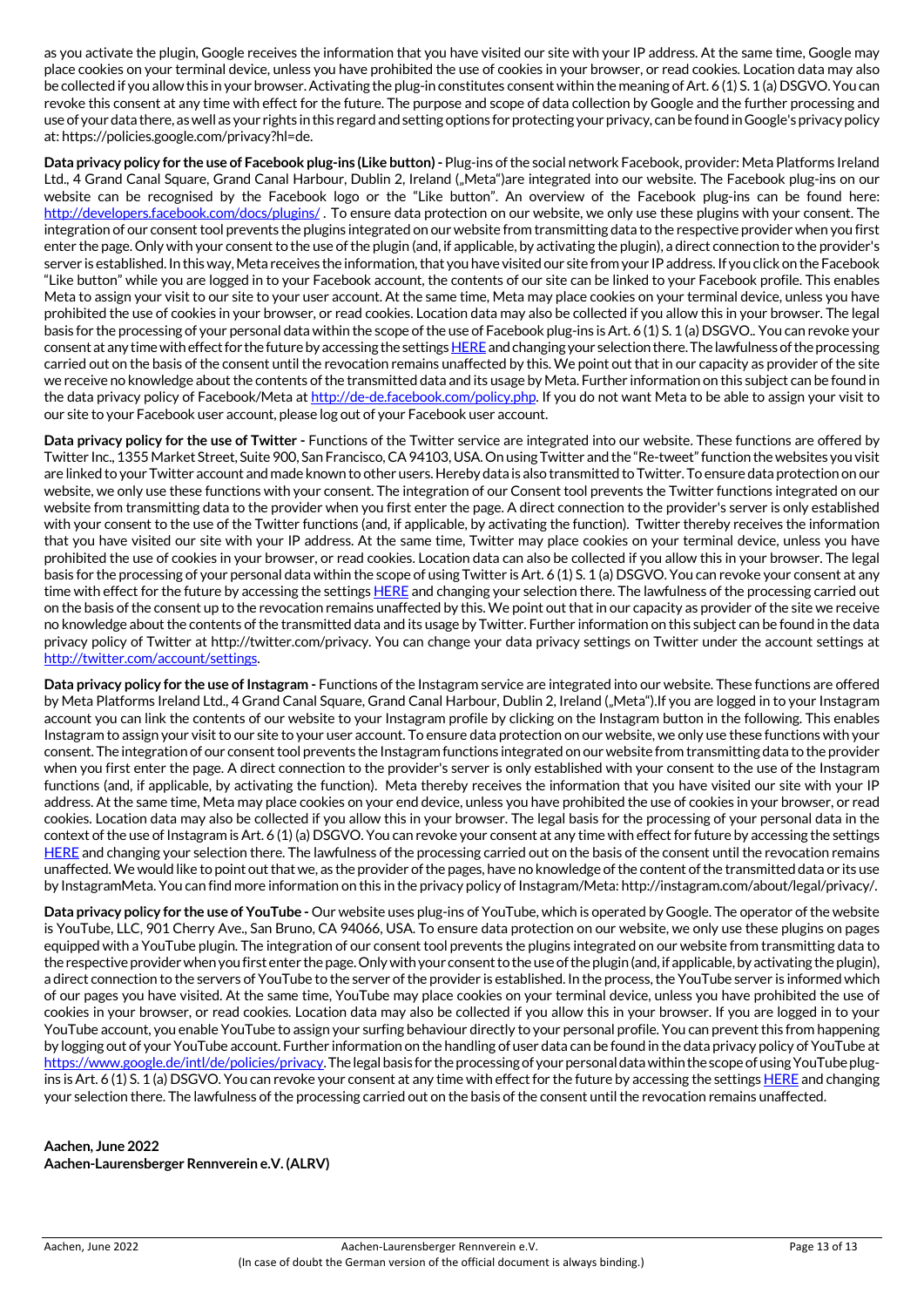as you activate the plugin, Google receives the information that you have visited our site with your IP address. At the same time, Google may place cookies on your terminal device, unless you have prohibited the use of cookies in your browser, or read cookies. Location data may also be collected if you allow this in your browser. Activating the plug-in constitutes consent within the meaning of Art. 6 (1) S. 1 (a) DSGVO. You can revoke this consent at any time with effect for the future. The purpose and scope of data collection by Google and the further processing and use of your data there, as well as your rights in this regard and setting options for protecting your privacy, can be found in Google's privacy policy at: https://policies.google.com/privacy?hl=de.

**Data privacy policy for the use of Facebook plug-ins (Like button) -** Plug-ins of the social network Facebook, provider: Meta Platforms Ireland Ltd., 4 Grand Canal Square, Grand Canal Harbour, Dublin 2, Ireland („Meta")are integrated into our website. The Facebook plug-ins on our website can be recognised by the Facebook logo or the "Like button". An overview of the Facebook plug-ins can be found here: http://developers.facebook.com/docs/plugins/ . To ensure data protection on our website, we only use these plugins with your consent. The integration of our consent tool prevents the plugins integrated on our website from transmitting data to the respective provider when you first enter the page. Only with your consent to the use of the plugin (and, if applicable, by activating the plugin), a direct connection to the provider's server is established. In this way, Meta receives the information, that you have visited our site from your IP address. If you click on the Facebook "Like button" while you are logged in to your Facebook account, the contents of our site can be linked to your Facebook profile. This enables Meta to assign your visit to our site to your user account. At the same time, Meta may place cookies on your terminal device, unless you have prohibited the use of cookies in your browser, or read cookies. Location data may also be collected if you allow this in your browser. The legal basis for the processing of your personal data within the scope of the use of Facebook plug-ins is Art. 6 (1) S. 1 (a) DSGVO.. You can revoke your consent at any time with effect for the future by accessing the settings HERE and changing your selection there. The lawfulness of the processing carried out on the basis of the consent until the revocation remains unaffected by this. We point out that in our capacity as provider of the site we receive no knowledge about the contents of the transmitted data and its usage by Meta. Further information on this subject can be found in the data privacy policy of Facebook/Meta at http://de-de.facebook.com/policy.php. If you do not want Meta to be able to assign your visit to our site to your Facebook user account, please log out of your Facebook user account.

**Data privacy policy for the use of Twitter -** Functions of the Twitter service are integrated into our website. These functions are offered by Twitter Inc., 1355 Market Street, Suite 900, San Francisco, CA 94103, USA. On using Twitter and the "Re-tweet" function the websites you visit are linked to your Twitter account and made known to other users. Hereby data is also transmitted to Twitter. To ensure data protection on our website, we only use these functions with your consent. The integration of our Consent tool prevents the Twitter functions integrated on our website from transmitting data to the provider when you first enter the page. A direct connection to the provider's server is only established with your consent to the use of the Twitter functions (and, if applicable, by activating the function). Twitter thereby receives the information that you have visited our site with your IP address. At the same time, Twitter may place cookies on your terminal device, unless you have prohibited the use of cookies in your browser, or read cookies. Location data can also be collected if you allow this in your browser. The legal basis for the processing of your personal data within the scope of using Twitter is Art. 6 (1) S. 1 (a) DSGVO. You can revoke your consent at any time with effect for the future by accessing the settings HERE and changing your selection there. The lawfulness of the processing carried out on the basis of the consent up to the revocation remains unaffected by this. We point out that in our capacity as provider of the site we receive no knowledge about the contents of the transmitted data and its usage by Twitter. Further information on this subject can be found in the data privacy policy of Twitter at http://twitter.com/privacy. You can change your data privacy settings on Twitter under the account settings at http://twitter.com/account/settings.

**Data privacy policy for the use of Instagram -** Functions of the Instagram service are integrated into our website. These functions are offered by Meta Platforms Ireland Ltd., 4 Grand Canal Square, Grand Canal Harbour, Dublin 2, Ireland („Meta").If you are logged in to your Instagram account you can link the contents of our website to your Instagram profile by clicking on the Instagram button in the following. This enables Instagram to assign your visit to our site to your user account. To ensure data protection on our website, we only use these functions with your consent. The integration of our consent tool prevents the Instagram functions integrated on our website from transmitting data to the provider when you first enter the page. A direct connection to the provider's server is only established with your consent to the use of the Instagram functions (and, if applicable, by activating the function). Meta thereby receives the information that you have visited our site with your IP address. At the same time, Meta may place cookies on your end device, unless you have prohibited the use of cookies in your browser, or read cookies. Location data may also be collected if you allow this in your browser. The legal basis for the processing of your personal data in the context of the use of Instagram is Art. 6 (1) (a) DSGVO. You can revoke your consent at any time with effect for future by accessing the settings HERE and changing your selection there. The lawfulness of the processing carried out on the basis of the consent until the revocation remains unaffected. We would like to point out that we, as the provider of the pages, have no knowledge of the content of the transmitted data or its use by InstagramMeta. You can find more information on this in the privacy policy of Instagram/Meta: http://instagram.com/about/legal/privacy/.

**Data privacy policy for the use of YouTube -** Our website uses plug-ins of YouTube, which is operated by Google. The operator of the website is YouTube, LLC, 901 Cherry Ave., San Bruno, CA 94066, USA. To ensure data protection on our website, we only use these plugins on pages equipped with a YouTube plugin. The integration of our consent tool prevents the plugins integrated on our website from transmitting data to the respective provider when you first enter the page. Only with your consent to the use of the plugin (and, if applicable, by activating the plugin), a direct connection to the servers of YouTube to the server of the provider is established. In the process, the YouTube server is informed which of our pages you have visited. At the same time, YouTube may place cookies on your terminal device, unless you have prohibited the use of cookies in your browser, or read cookies. Location data may also be collected if you allow this in your browser. If you are logged in to your YouTube account, you enable YouTube to assign your surfing behaviour directly to your personal profile. You can prevent this from happening by logging out of your YouTube account. Further information on the handling of user data can be found in the data privacy policy of YouTube at https://www.google.de/intl/de/policies/privacy. The legal basis for the processing of your personal data within the scope of using YouTube plug-ins is Art. 6 (1) S. 1 (a) DSGVO. You can revoke your consent at any time with effect for the future by accessing the settings HERE and changing your selection there. The lawfulness of the processing carried out on the basis of the consent until the revocation remains unaffected.

**Aachen, June 2022**
**Aachen-Laurensberger Rennverein e.V. (ALRV)**

(In case of doubt the German version of the official document is always binding.)